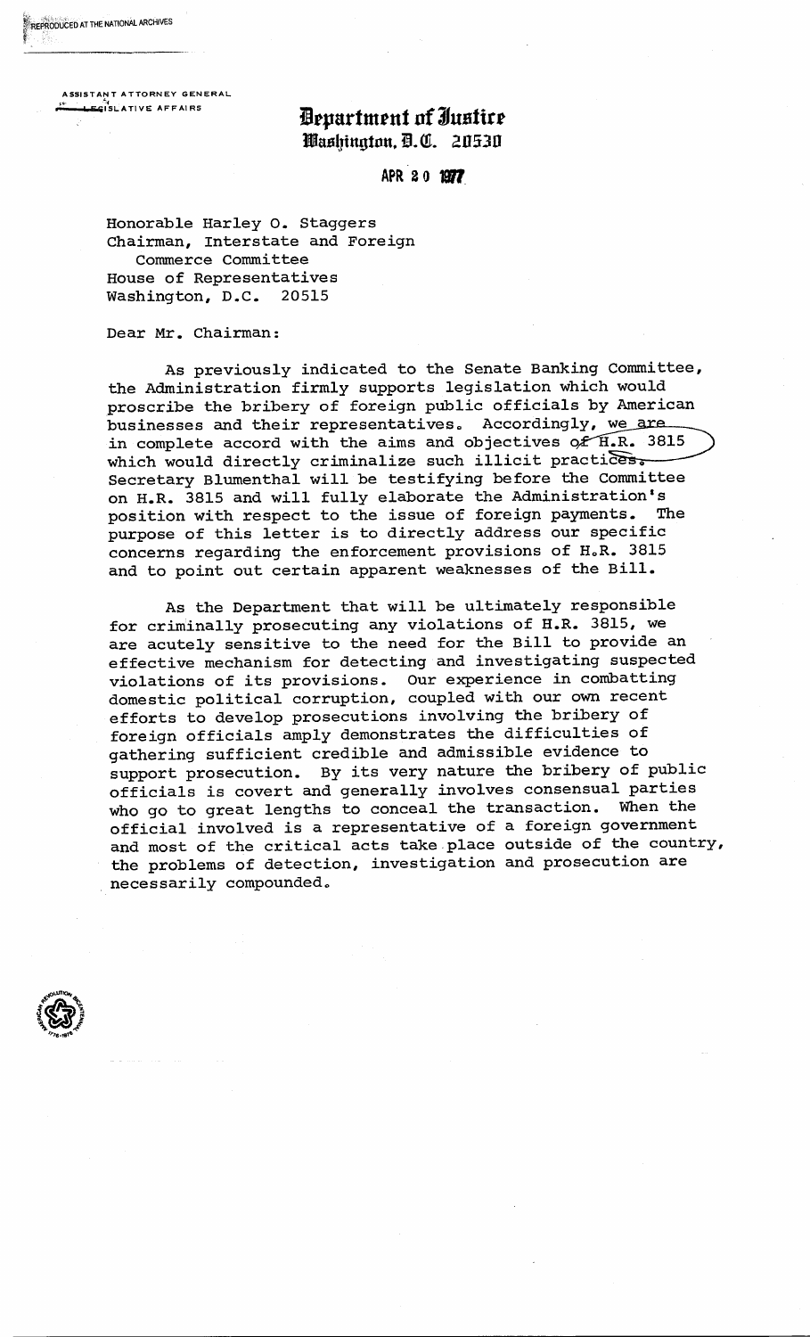ASSISTANT ATTORNEY GENERAL
LEGISLATIVE AFFAIRS

# Department of Justice
Washington, D.C. 20530

APR 20 1977

Honorable Harley O. Staggers
Chairman, Interstate and Foreign
Commerce Committee
House of Representatives
Washington, D.C. 20515

Dear Mr. Chairman:

As previously indicated to the Senate Banking Committee, the Administration firmly supports legislation which would proscribe the bribery of foreign public officials by American businesses and their representatives. Accordingly, we are in complete accord with the aims and objectives of H.R. 3815 which would directly criminalize such illicit practices. Secretary Blumenthal will be testifying before the Committee on H.R. 3815 and will fully elaborate the Administration's position with respect to the issue of foreign payments. The purpose of this letter is to directly address our specific concerns regarding the enforcement provisions of H.R. 3815 and to point out certain apparent weaknesses of the Bill.

As the Department that will be ultimately responsible for criminally prosecuting any violations of H.R. 3815, we are acutely sensitive to the need for the Bill to provide an effective mechanism for detecting and investigating suspected violations of its provisions. Our experience in combatting domestic political corruption, coupled with our own recent efforts to develop prosecutions involving the bribery of foreign officials amply demonstrates the difficulties of gathering sufficient credible and admissible evidence to support prosecution. By its very nature the bribery of public officials is covert and generally involves consensual parties who go to great lengths to conceal the transaction. When the official involved is a representative of a foreign government and most of the critical acts take place outside of the country, the problems of detection, investigation and prosecution are necessarily compounded.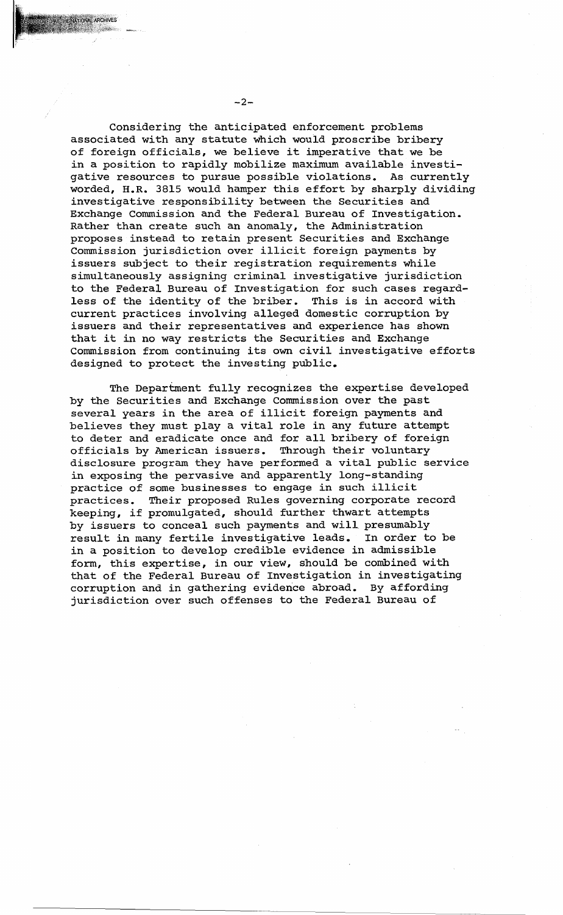Considering the anticipated enforcement problems associated with any statute which would proscribe bribery of foreign officials, we believe it imperative that we be in a position to rapidly mobilize maximum available investigative resources to pursue possible violations. As currently worded, H.R. 3815 would hamper this effort by sharply dividing investigative responsibility between the Securities and Exchange Commission and the Federal Bureau of Investigation. Rather than create such an anomaly, the Administration proposes instead to retain present Securities and Exchange Commission jurisdiction over illicit foreign payments by issuers subject to their registration requirements while simultaneously assigning criminal investigative jurisdiction to the Federal Bureau of Investigation for such cases regardless of the identity of the briber. This is in accord with current practices involving alleged domestic corruption by issuers and their representatives and experience has shown that it in no way restricts the Securities and Exchange Commission from continuing its own civil investigative efforts designed to protect the investing public.

The Department fully recognizes the expertise developed by the Securities and Exchange Commission over the past several years in the area of illicit foreign payments and believes they must play a vital role in any future attempt to deter and eradicate once and for all bribery of foreign officials by American issuers. Through their voluntary disclosure program they have performed a vital public service in exposing the pervasive and apparently long-standing practice of some businesses to engage in such illicit practices. Their proposed Rules governing corporate record keeping, if promulgated, should further thwart attempts by issuers to conceal such payments and will presumably result in many fertile investigative leads. In order to be in a position to develop credible evidence in admissible form, this expertise, in our view, should be combined with that of the Federal Bureau of Investigation in investigating corruption and in gathering evidence abroad. By affording jurisdiction over such offenses to the Federal Bureau of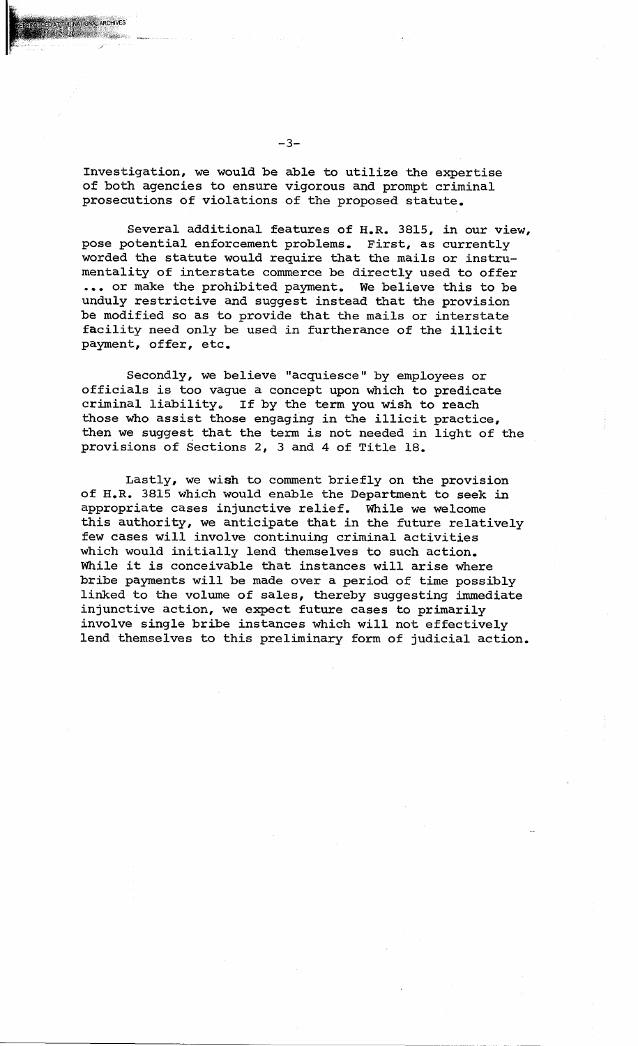Investigation, we would be able to utilize the expertise of both agencies to ensure vigorous and prompt criminal prosecutions of violations of the proposed statute.

Several additional features of H.R. 3815, in our view, pose potential enforcement problems. First, as currently worded the statute would require that the mails or instrumentality of interstate commerce be directly used to offer ... or make the prohibited payment. We believe this to be unduly restrictive and suggest instead that the provision be modified so as to provide that the mails or interstate facility need only be used in furtherance of the illicit payment, offer, etc.

Secondly, we believe "acquiesce" by employees or officials is too vague a concept upon which to predicate criminal liability. If by the term you wish to reach those who assist those engaging in the illicit practice, then we suggest that the term is not needed in light of the provisions of Sections 2, 3 and 4 of Title 18.

Lastly, we wish to comment briefly on the provision of H.R. 3815 which would enable the Department to seek in appropriate cases injunctive relief. While we welcome this authority, we anticipate that in the future relatively few cases will involve continuing criminal activities which would initially lend themselves to such action. While it is conceivable that instances will arise where bribe payments will be made over a period of time possibly linked to the volume of sales, thereby suggesting immediate injunctive action, we expect future cases to primarily involve single bribe instances which will not effectively lend themselves to this preliminary form of judicial action.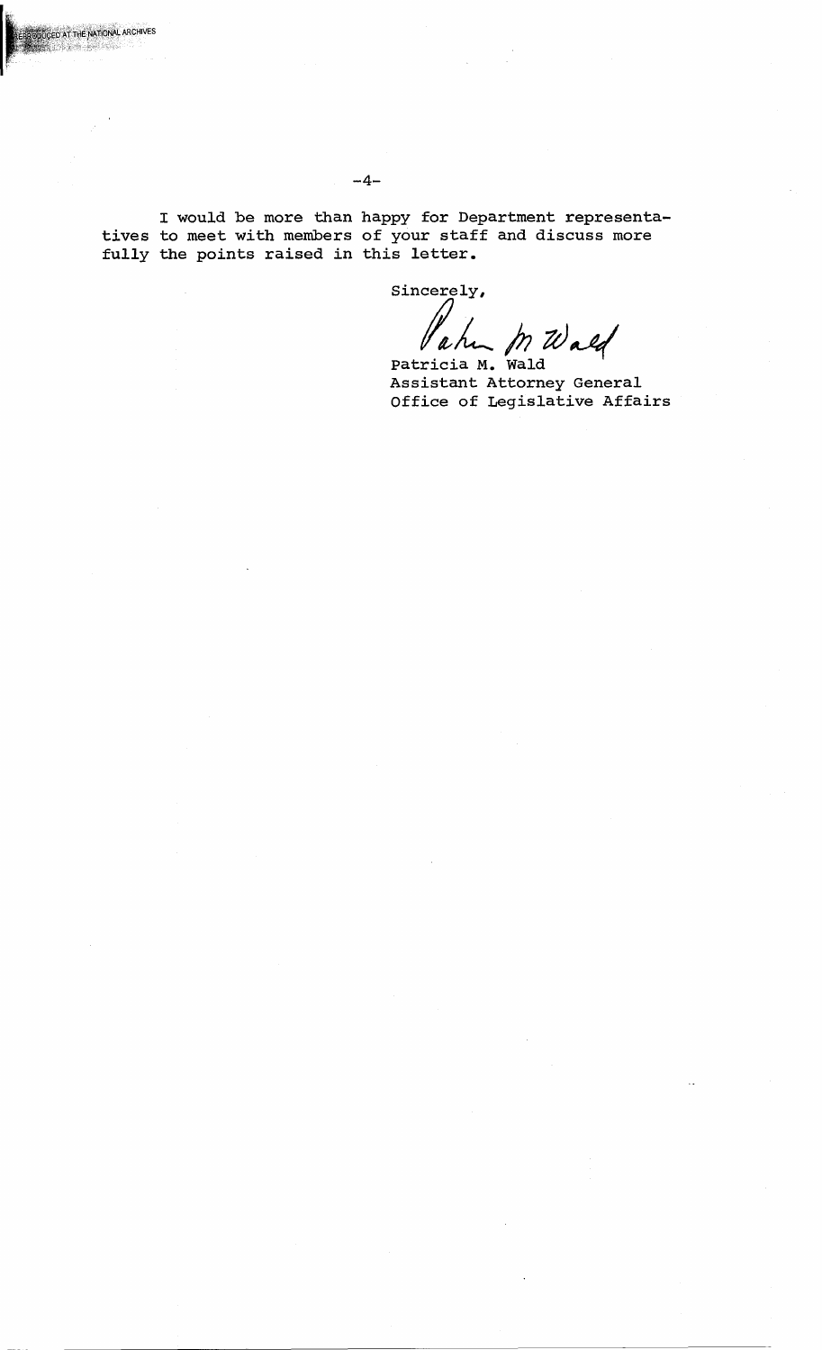I would be more than happy for Department representatives to meet with members of your staff and discuss more fully the points raised in this letter.

Sincerely,

Patricia M. Wald
Assistant Attorney General
Office of Legislative Affairs